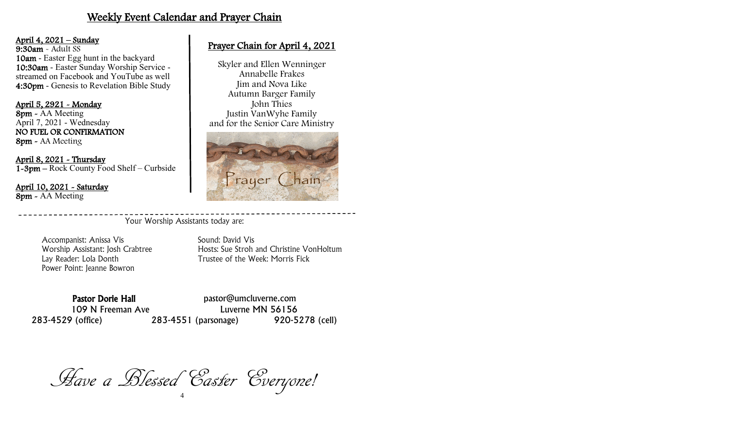# Weekly Event Calendar and Prayer Chain

**April 4, 2021 – Sunday**
**9:30am** - Adult SS
**10am** - Easter Egg hunt in the backyard
**10:30am** - Easter Sunday Worship Service - streamed on Facebook and YouTube as well
**4:30pm** - Genesis to Revelation Bible Study

**April 5, 2921 - Monday**
**8pm** - AA Meeting
April 7, 2021 - Wednesday
**NO FUEL OR CONFIRMATION**
**8pm** - AA Meeting

**April 8, 2021 - Thursday**
**1-3pm** – Rock County Food Shelf – Curbside

**April 10, 2021 - Saturday**
**8pm** - AA Meeting

## Prayer Chain for April 4, 2021

Skyler and Ellen Wenninger
Annabelle Frakes
Jim and Nova Like
Autumn Barger Family
John Thies
Justin VanWyhe Family
and for the Senior Care Ministry

---

Your Worship Assistants today are:

Accompanist: Anissa Vis
Worship Assistant: Josh Crabtree
Lay Reader: Lola Donth
Power Point: Jeanne Bowron
Sound: David Vis
Hosts: Sue Stroh and Christine VonHoltum
Trustee of the Week: Morris Fick

**Pastor Dorie Hall** pastor@umclu verne.com
109 N Freeman Ave Luverne MN 56156
283-4529 (office) 283-4551 (parsonage) 920-5278 (cell)

*Have a Blessed Easter Everyone!*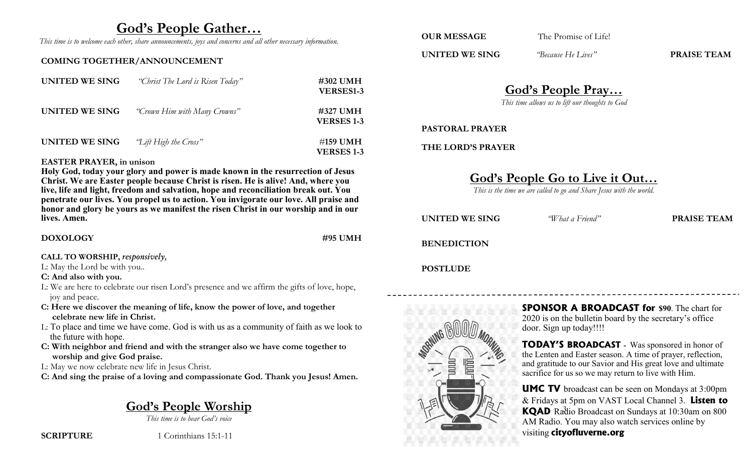## God's People Gather…

*This time is to welcome each other, share announcements, joys and concerns and all other necessary information.*

**COMING TOGETHER/ANNOUNCEMENT**

**UNITED WE SING** *"Christ The Lord is Risen Today"* **#302 UMH VERSES1-3**

**UNITED WE SING** *"Crown Him with Many Crowns"* **#327 UMH VERSES 1-3**

**UNITED WE SING** *"Lift High the Cross"* **#159 UMH VERSES 1-3**

**EASTER PRAYER, in unison**

**Holy God, today your glory and power is made known in the resurrection of Jesus Christ. We are Easter people because Christ is risen. He is alive! And, where you live, life and light, freedom and salvation, hope and reconciliation break out. You penetrate our lives. You propel us to action. You invigorate our love. All praise and honor and glory be yours as we manifest the risen Christ in our worship and in our lives. Amen.**

**DOXOLOGY** **#95 UMH**

**CALL TO WORSHIP,** ***responsively,***

L: May the Lord be with you..

**C: And also with you.**

L: We are here to celebrate our risen Lord's presence and we affirm the gifts of love, hope, joy and peace.

**C: Here we discover the meaning of life, know the power of love, and together celebrate new life in Christ.**

L: To place and time we have come. God is with us as a community of faith as we look to the future with hope.

**C: With neighbor and friend and with the stranger also we have come together to worship and give God praise.**

L: May we now celebrate new life in Jesus Christ.

**C: And sing the praise of a loving and compassionate God. Thank you Jesus! Amen.**

## God's People Worship

*This time is to hear God's voice*

**SCRIPTURE** 1 Corinthians 15:1-11

**OUR MESSAGE** The Promise of Life!

**UNITED WE SING** *"Because He Lives"* **PRAISE TEAM**

## God's People Pray…

*This time allows us to lift our thoughts to God*

**PASTORAL PRAYER**

**THE LORD'S PRAYER**

## God's People Go to Live it Out…

*This is the time we are called to go and Share Jesus with the world.*

**UNITED WE SING** *"What a Friend"* **PRAISE TEAM**

**BENEDICTION**

**POSTLUDE**

---

**SPONSOR A BROADCAST for $90**. The chart for 2020 is on the bulletin board by the secretary's office door. Sign up today!!!!

**TODAY'S BROADCAST** - Was sponsored in honor of the Lenten and Easter season. A time of prayer, reflection, and gratitude to our Savior and His great love and ultimate sacrifice for us so we may return to live with Him.

**UMC TV** broadcast can be seen on Mondays at 3:00pm & Fridays at 5pm on VAST Local Channel 3. **Listen to KQAD** Radio Broadcast on Sundays at 10:30am on 800 AM Radio. You may also watch services online by visiting **cityofluverne.org**